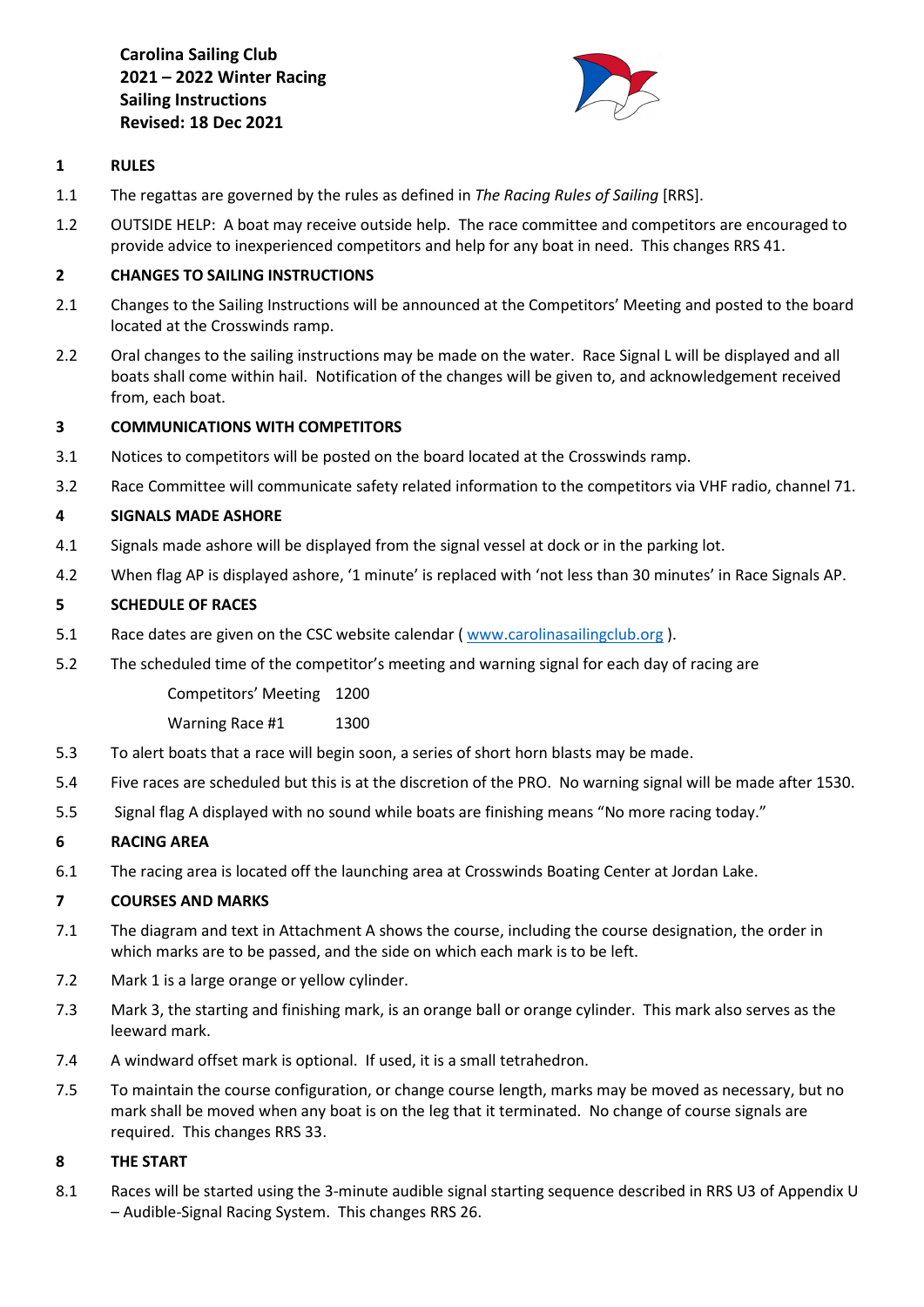**Carolina Sailing Club**
**2021 – 2022 Winter Racing**
**Sailing Instructions**
**Revised: 18 Dec 2021**

## 1 RULES

1.1 The regattas are governed by the rules as defined in *The Racing Rules of Sailing* [RRS].

1.2 OUTSIDE HELP: A boat may receive outside help. The race committee and competitors are encouraged to provide advice to inexperienced competitors and help for any boat in need. This changes RRS 41.

## 2 CHANGES TO SAILING INSTRUCTIONS

2.1 Changes to the Sailing Instructions will be announced at the Competitors' Meeting and posted to the board located at the Crosswinds ramp.

2.2 Oral changes to the sailing instructions may be made on the water. Race Signal L will be displayed and all boats shall come within hail. Notification of the changes will be given to, and acknowledgement received from, each boat.

## 3 COMMUNICATIONS WITH COMPETITORS

3.1 Notices to competitors will be posted on the board located at the Crosswinds ramp.

3.2 Race Committee will communicate safety related information to the competitors via VHF radio, channel 71.

## 4 SIGNALS MADE ASHORE

4.1 Signals made ashore will be displayed from the signal vessel at dock or in the parking lot.

4.2 When flag AP is displayed ashore, '1 minute' is replaced with 'not less than 30 minutes' in Race Signals AP.

## 5 SCHEDULE OF RACES

5.1 Race dates are given on the CSC website calendar ( www.carolinasailingclub.org ).

5.2 The scheduled time of the competitor's meeting and warning signal for each day of racing are

| | |
|---|---|
| Competitors' Meeting | 1200 |
| Warning Race #1 | 1300 |

5.3 To alert boats that a race will begin soon, a series of short horn blasts may be made.

5.4 Five races are scheduled but this is at the discretion of the PRO. No warning signal will be made after 1530.

5.5 Signal flag A displayed with no sound while boats are finishing means "No more racing today."

## 6 RACING AREA

6.1 The racing area is located off the launching area at Crosswinds Boating Center at Jordan Lake.

## 7 COURSES AND MARKS

7.1 The diagram and text in Attachment A shows the course, including the course designation, the order in which marks are to be passed, and the side on which each mark is to be left.

7.2 Mark 1 is a large orange or yellow cylinder.

7.3 Mark 3, the starting and finishing mark, is an orange ball or orange cylinder. This mark also serves as the leeward mark.

7.4 A windward offset mark is optional. If used, it is a small tetrahedron.

7.5 To maintain the course configuration, or change course length, marks may be moved as necessary, but no mark shall be moved when any boat is on the leg that it terminated. No change of course signals are required. This changes RRS 33.

## 8 THE START

8.1 Races will be started using the 3-minute audible signal starting sequence described in RRS U3 of Appendix U – Audible-Signal Racing System. This changes RRS 26.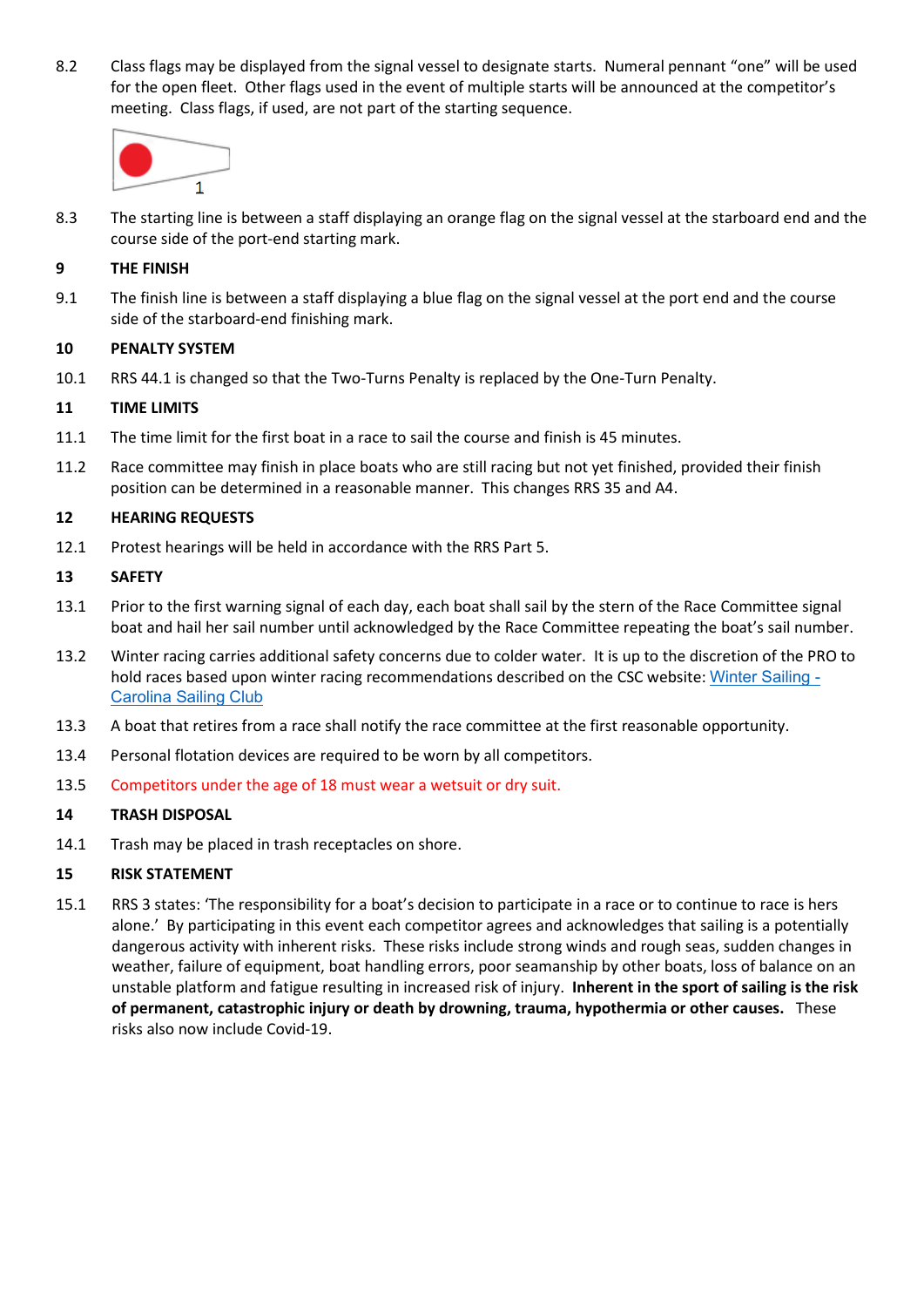8.2 Class flags may be displayed from the signal vessel to designate starts. Numeral pennant "one" will be used for the open fleet. Other flags used in the event of multiple starts will be announced at the competitor's meeting. Class flags, if used, are not part of the starting sequence.

8.3 The starting line is between a staff displaying an orange flag on the signal vessel at the starboard end and the course side of the port-end starting mark.

**9 THE FINISH**

9.1 The finish line is between a staff displaying a blue flag on the signal vessel at the port end and the course side of the starboard-end finishing mark.

**10 PENALTY SYSTEM**

10.1 RRS 44.1 is changed so that the Two-Turns Penalty is replaced by the One-Turn Penalty.

**11 TIME LIMITS**

11.1 The time limit for the first boat in a race to sail the course and finish is 45 minutes.

11.2 Race committee may finish in place boats who are still racing but not yet finished, provided their finish position can be determined in a reasonable manner. This changes RRS 35 and A4.

**12 HEARING REQUESTS**

12.1 Protest hearings will be held in accordance with the RRS Part 5.

**13 SAFETY**

13.1 Prior to the first warning signal of each day, each boat shall sail by the stern of the Race Committee signal boat and hail her sail number until acknowledged by the Race Committee repeating the boat's sail number.

13.2 Winter racing carries additional safety concerns due to colder water. It is up to the discretion of the PRO to hold races based upon winter racing recommendations described on the CSC website: Winter Sailing - Carolina Sailing Club

13.3 A boat that retires from a race shall notify the race committee at the first reasonable opportunity.

13.4 Personal flotation devices are required to be worn by all competitors.

13.5 Competitors under the age of 18 must wear a wetsuit or dry suit.

**14 TRASH DISPOSAL**

14.1 Trash may be placed in trash receptacles on shore.

**15 RISK STATEMENT**

15.1 RRS 3 states: 'The responsibility for a boat's decision to participate in a race or to continue to race is hers alone.' By participating in this event each competitor agrees and acknowledges that sailing is a potentially dangerous activity with inherent risks. These risks include strong winds and rough seas, sudden changes in weather, failure of equipment, boat handling errors, poor seamanship by other boats, loss of balance on an unstable platform and fatigue resulting in increased risk of injury. **Inherent in the sport of sailing is the risk of permanent, catastrophic injury or death by drowning, trauma, hypothermia or other causes.** These risks also now include Covid-19.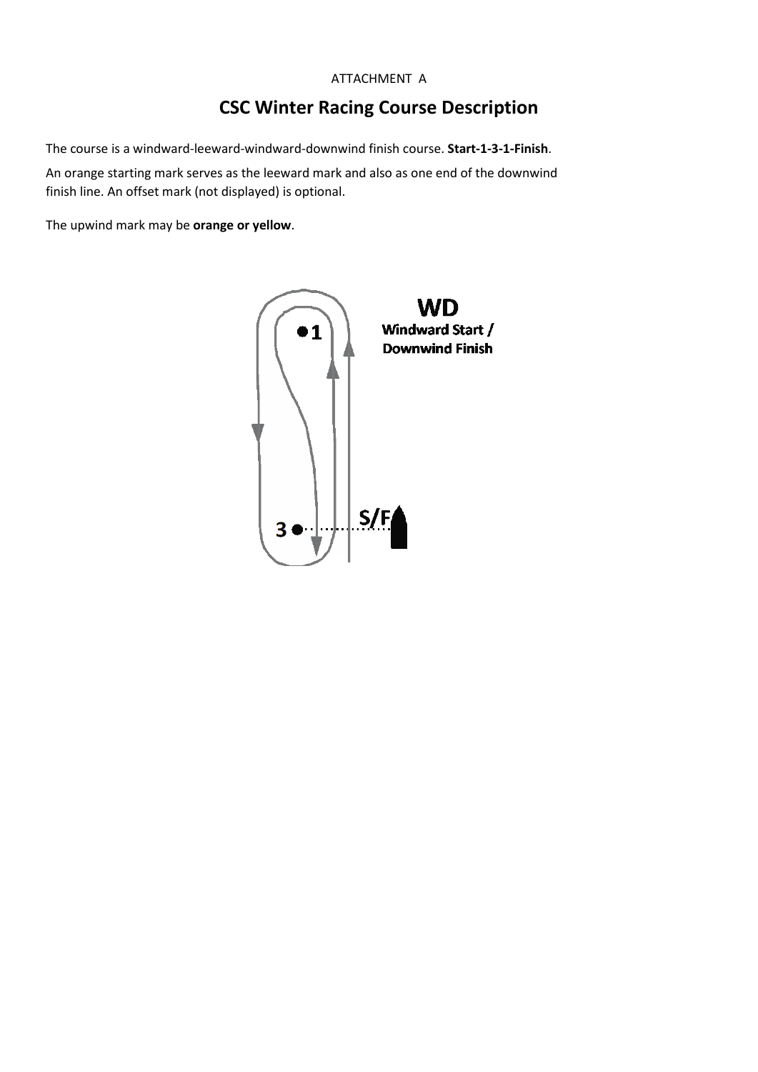ATTACHMENT A

# CSC Winter Racing Course Description

The course is a windward-leeward-windward-downwind finish course. **Start-1-3-1-Finish**.

An orange starting mark serves as the leeward mark and also as one end of the downwind finish line. An offset mark (not displayed) is optional.

The upwind mark may be **orange or yellow**.

WD

Windward Start / Downwind Finish

1

3

S/F